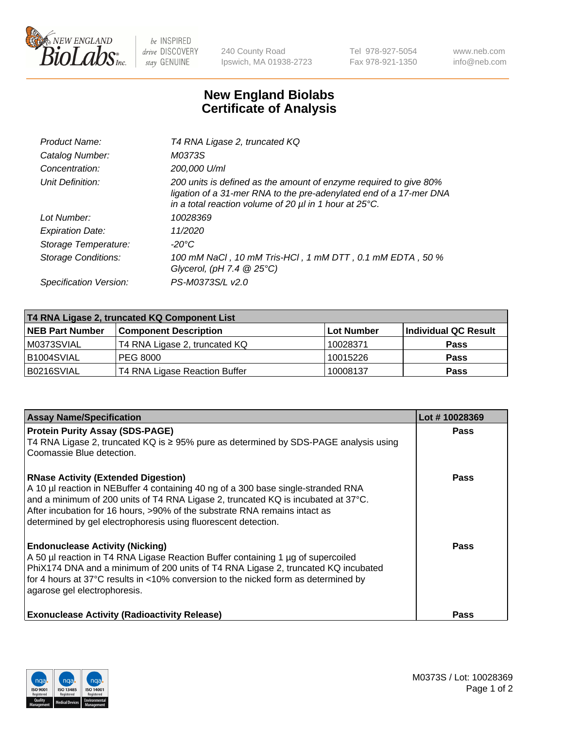# New England Biolabs Certificate of Analysis

| | |
|---|---|
| *Product Name:* | *T4 RNA Ligase 2, truncated KQ* |
| *Catalog Number:* | *M0373S* |
| *Concentration:* | *200,000 U/ml* |
| *Unit Definition:* | *200 units is defined as the amount of enzyme required to give 80% ligation of a 31-mer RNA to the pre-adenylated end of a 17-mer DNA in a total reaction volume of 20 µl in 1 hour at 25°C.* |
| *Lot Number:* | *10028369* |
| *Expiration Date:* | *11/2020* |
| *Storage Temperature:* | *-20°C* |
| *Storage Conditions:* | *100 mM NaCl , 10 mM Tris-HCl , 1 mM DTT , 0.1 mM EDTA , 50 % Glycerol, (pH 7.4 @ 25°C)* |
| *Specification Version:* | *PS-M0373S/L v2.0* |

| T4 RNA Ligase 2, truncated KQ Component List | | | |
|---|---|---|---|
| **NEB Part Number** | **Component Description** | **Lot Number** | **Individual QC Result** |
| M0373SVIAL | T4 RNA Ligase 2, truncated KQ | 10028371 | **Pass** |
| B1004SVIAL | PEG 8000 | 10015226 | **Pass** |
| B0216SVIAL | T4 RNA Ligase Reaction Buffer | 10008137 | **Pass** |

| Assay Name/Specification | Lot # 10028369 |
|---|---|
| **Protein Purity Assay (SDS-PAGE)**<br>T4 RNA Ligase 2, truncated KQ is ≥ 95% pure as determined by SDS-PAGE analysis using Coomassie Blue detection. | **Pass** |
| **RNase Activity (Extended Digestion)**<br>A 10 µl reaction in NEBuffer 4 containing 40 ng of a 300 base single-stranded RNA and a minimum of 200 units of T4 RNA Ligase 2, truncated KQ is incubated at 37°C. After incubation for 16 hours, >90% of the substrate RNA remains intact as determined by gel electrophoresis using fluorescent detection. | **Pass** |
| **Endonuclease Activity (Nicking)**<br>A 50 µl reaction in T4 RNA Ligase Reaction Buffer containing 1 µg of supercoiled PhiX174 DNA and a minimum of 200 units of T4 RNA Ligase 2, truncated KQ incubated for 4 hours at 37°C results in <10% conversion to the nicked form as determined by agarose gel electrophoresis. | **Pass** |
| **Exonuclease Activity (Radioactivity Release)** | **Pass** |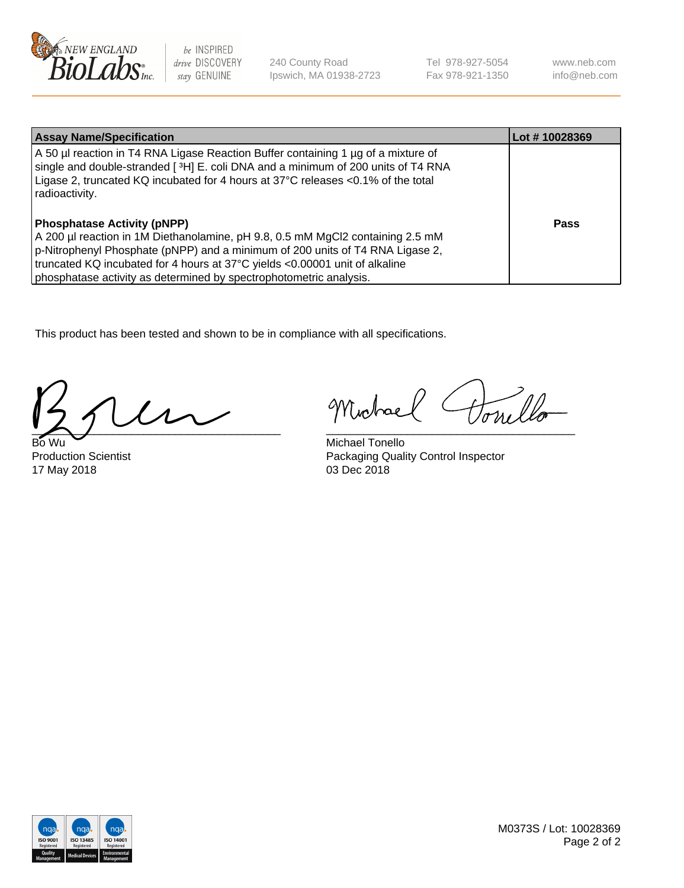| Assay Name/Specification | Lot # 10028369 |
|---|---|
| A 50 µl reaction in T4 RNA Ligase Reaction Buffer containing 1 µg of a mixture of single and double-stranded [ $^{3}$H] E. coli DNA and a minimum of 200 units of T4 RNA Ligase 2, truncated KQ incubated for 4 hours at 37°C releases <0.1% of the total radioactivity. | |
| **Phosphatase Activity (pNPP)**<br>A 200 µl reaction in 1M Diethanolamine, pH 9.8, 0.5 mM $MgCl_2$ containing 2.5 mM p-Nitrophenyl Phosphate (pNPP) and a minimum of 200 units of T4 RNA Ligase 2, truncated KQ incubated for 4 hours at 37°C yields <0.00001 unit of alkaline phosphatase activity as determined by spectrophotometric analysis. | **Pass** |

This product has been tested and shown to be in compliance with all specifications.

Bo Wu
Production Scientist
17 May 2018

Michael Tonello
Packaging Quality Control Inspector
03 Dec 2018

M0373S / Lot: 10028369